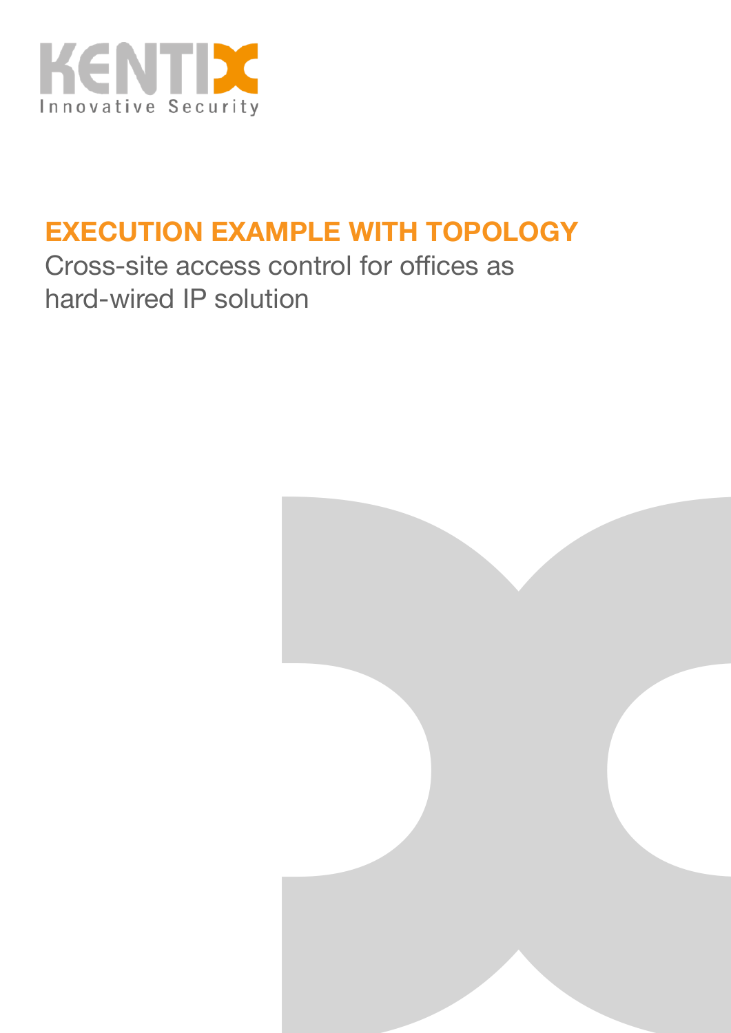KENTIX
Innovative Security

# EXECUTION EXAMPLE WITH TOPOLOGY

Cross-site access control for offices as hard-wired IP solution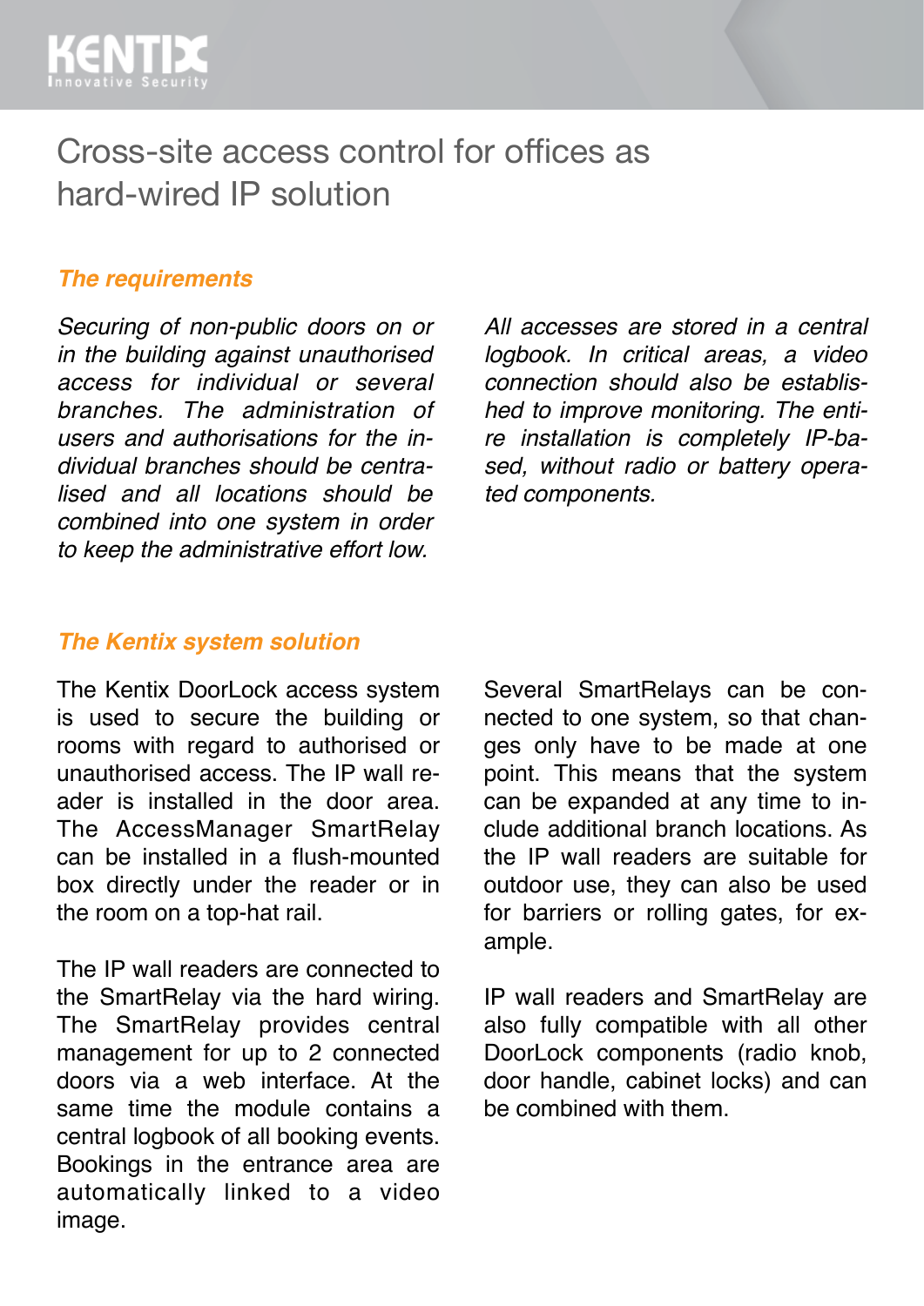# Cross-site access control for offices as hard-wired IP solution

## *The requirements*

*Securing of non-public doors on or in the building against unauthorised access for individual or several branches. The administration of users and authorisations for the individual branches should be centralised and all locations should be combined into one system in order to keep the administrative effort low.*

*All accesses are stored in a central logbook. In critical areas, a video connection should also be established to improve monitoring. The entire installation is completely IP-based, without radio or battery operated components.*

## *The Kentix system solution*

The Kentix DoorLock access system is used to secure the building or rooms with regard to authorised or unauthorised access. The IP wall reader is installed in the door area. The AccessManager SmartRelay can be installed in a flush-mounted box directly under the reader or in the room on a top-hat rail.

The IP wall readers are connected to the SmartRelay via the hard wiring. The SmartRelay provides central management for up to 2 connected doors via a web interface. At the same time the module contains a central logbook of all booking events. Bookings in the entrance area are automatically linked to a video image.

Several SmartRelays can be connected to one system, so that changes only have to be made at one point. This means that the system can be expanded at any time to include additional branch locations. As the IP wall readers are suitable for outdoor use, they can also be used for barriers or rolling gates, for example.

IP wall readers and SmartRelay are also fully compatible with all other DoorLock components (radio knob, door handle, cabinet locks) and can be combined with them.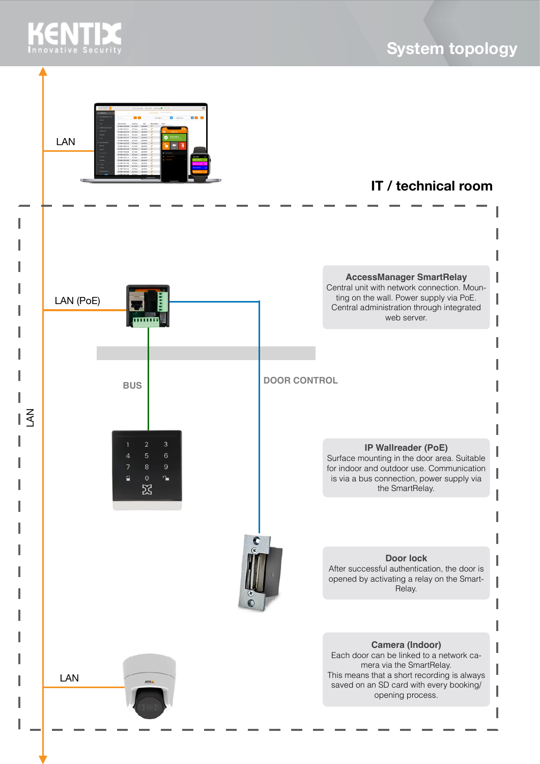# System topology

LAN

## IT / technical room

LAN (PoE)

BUS

DOOR CONTROL

LAN

LAN

**AccessManager SmartRelay**
Central unit with network connection. Mounting on the wall. Power supply via PoE. Central administration through integrated web server.

**IP Wallreader (PoE)**
Surface mounting in the door area. Suitable for indoor and outdoor use. Communication is via a bus connection, power supply via the SmartRelay.

**Door lock**
After successful authentication, the door is opened by activating a relay on the SmartRelay.

**Camera (Indoor)**
Each door can be linked to a network camera via the SmartRelay.
This means that a short recording is always saved on an SD card with every booking/opening process.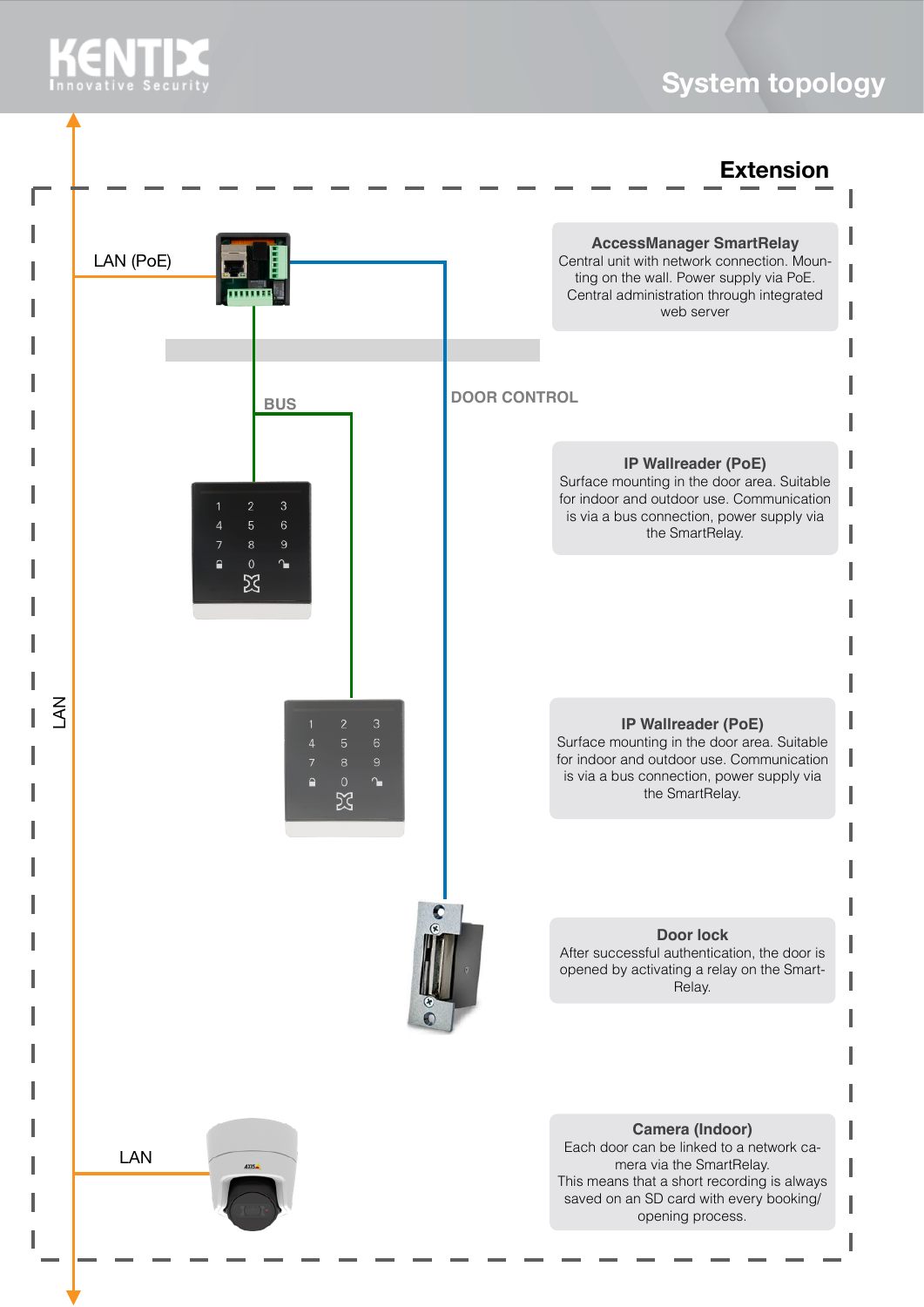## Extension

LAN (PoE)

BUS

DOOR CONTROL

LAN

LAN

**AccessManager SmartRelay**
Central unit with network connection. Mounting on the wall. Power supply via PoE. Central administration through integrated web server

**IP Wallreader (PoE)**
Surface mounting in the door area. Suitable for indoor and outdoor use. Communication is via a bus connection, power supply via the SmartRelay.

**IP Wallreader (PoE)**
Surface mounting in the door area. Suitable for indoor and outdoor use. Communication is via a bus connection, power supply via the SmartRelay.

**Door lock**
After successful authentication, the door is opened by activating a relay on the SmartRelay.

**Camera (Indoor)**
Each door can be linked to a network camera via the SmartRelay.
This means that a short recording is always saved on an SD card with every booking/opening process.